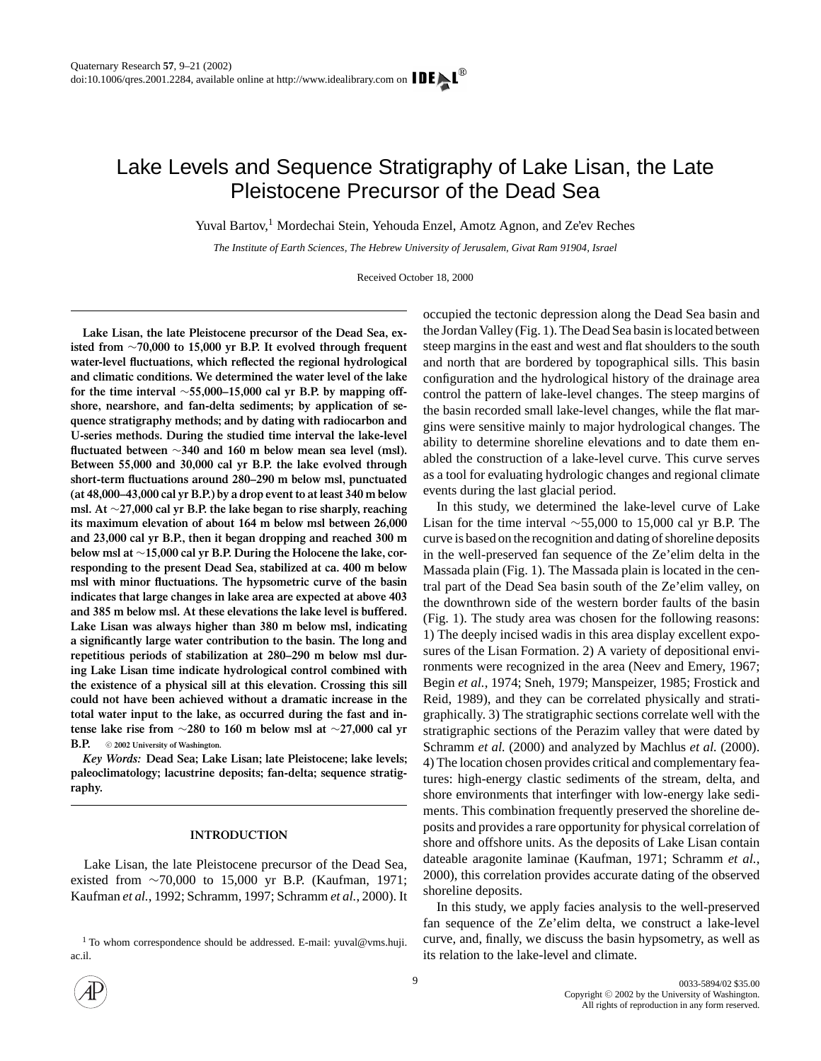# Lake Levels and Sequence Stratigraphy of Lake Lisan, the Late Pleistocene Precursor of the Dead Sea

Yuval Bartov,[1] Mordechai Stein, Yehouda Enzel, Amotz Agnon, and Ze'ev Reches

*The Institute of Earth Sciences, The Hebrew University of Jerusalem, Givat Ram 91904, Israel*

Received October 18, 2000

**Lake Lisan, the late Pleistocene precursor of the Dead Sea, existed from ∼70,000 to 15,000 yr B.P. It evolved through frequent water-level fluctuations, which reflected the regional hydrological and climatic conditions. We determined the water level of the lake for the time interval ∼55,000–15,000 cal yr B.P. by mapping offshore, nearshore, and fan-delta sediments; by application of sequence stratigraphy methods; and by dating with radiocarbon and U-series methods. During the studied time interval the lake-level fluctuated between ∼340 and 160 m below mean sea level (msl). Between 55,000 and 30,000 cal yr B.P. the lake evolved through short-term fluctuations around 280–290 m below msl, punctuated (at 48,000–43,000 cal yr B.P.) by a drop event to at least 340 m below msl. At ∼27,000 cal yr B.P. the lake began to rise sharply, reaching its maximum elevation of about 164 m below msl between 26,000 and 23,000 cal yr B.P., then it began dropping and reached 300 m below msl at ∼15,000 cal yr B.P. During the Holocene the lake, corresponding to the present Dead Sea, stabilized at ca. 400 m below msl with minor fluctuations. The hypsometric curve of the basin indicates that large changes in lake area are expected at above 403 and 385 m below msl. At these elevations the lake level is buffered. Lake Lisan was always higher than 380 m below msl, indicating a significantly large water contribution to the basin. The long and repetitious periods of stabilization at 280–290 m below msl during Lake Lisan time indicate hydrological control combined with the existence of a physical sill at this elevation. Crossing this sill could not have been achieved without a dramatic increase in the total water input to the lake, as occurred during the fast and intense lake rise from ∼280 to 160 m below msl at ∼27,000 cal yr B.P.** © 2002 University of Washington.

***Key Words:*** **Dead Sea; Lake Lisan; late Pleistocene; lake levels; paleoclimatology; lacustrine deposits; fan-delta; sequence stratigraphy.**

## INTRODUCTION

Lake Lisan, the late Pleistocene precursor of the Dead Sea, existed from ∼70,000 to 15,000 yr B.P. (Kaufman, 1971; Kaufman *et al.*, 1992; Schramm, 1997; Schramm *et al.*, 2000). It occupied the tectonic depression along the Dead Sea basin and the Jordan Valley (Fig. 1). The Dead Sea basin is located between steep margins in the east and west and flat shoulders to the south and north that are bordered by topographical sills. This basin configuration and the hydrological history of the drainage area control the pattern of lake-level changes. The steep margins of the basin recorded small lake-level changes, while the flat margins were sensitive mainly to major hydrological changes. The ability to determine shoreline elevations and to date them enabled the construction of a lake-level curve. This curve serves as a tool for evaluating hydrologic changes and regional climate events during the last glacial period.

In this study, we determined the lake-level curve of Lake Lisan for the time interval ∼55,000 to 15,000 cal yr B.P. The curve is based on the recognition and dating of shoreline deposits in the well-preserved fan sequence of the Ze'elim delta in the Massada plain (Fig. 1). The Massada plain is located in the central part of the Dead Sea basin south of the Ze'elim valley, on the downthrown side of the western border faults of the basin (Fig. 1). The study area was chosen for the following reasons: 1) The deeply incised wadis in this area display excellent exposures of the Lisan Formation. 2) A variety of depositional environments were recognized in the area (Neev and Emery, 1967; Begin *et al.*, 1974; Sneh, 1979; Manspeizer, 1985; Frostick and Reid, 1989), and they can be correlated physically and stratigraphically. 3) The stratigraphic sections correlate well with the stratigraphic sections of the Perazim valley that were dated by Schramm *et al.* (2000) and analyzed by Machlus *et al.* (2000). 4) The location chosen provides critical and complementary features: high-energy clastic sediments of the stream, delta, and shore environments that interfinger with low-energy lake sediments. This combination frequently preserved the shoreline deposits and provides a rare opportunity for physical correlation of shore and offshore units. As the deposits of Lake Lisan contain dateable aragonite laminae (Kaufman, 1971; Schramm *et al.*, 2000), this correlation provides accurate dating of the observed shoreline deposits.

In this study, we apply facies analysis to the well-preserved fan sequence of the Ze'elim delta, we construct a lake-level curve, and, finally, we discuss the basin hypsometry, as well as its relation to the lake-level and climate.

[1] To whom correspondence should be addressed. E-mail: yuval@vms.huji.ac.il.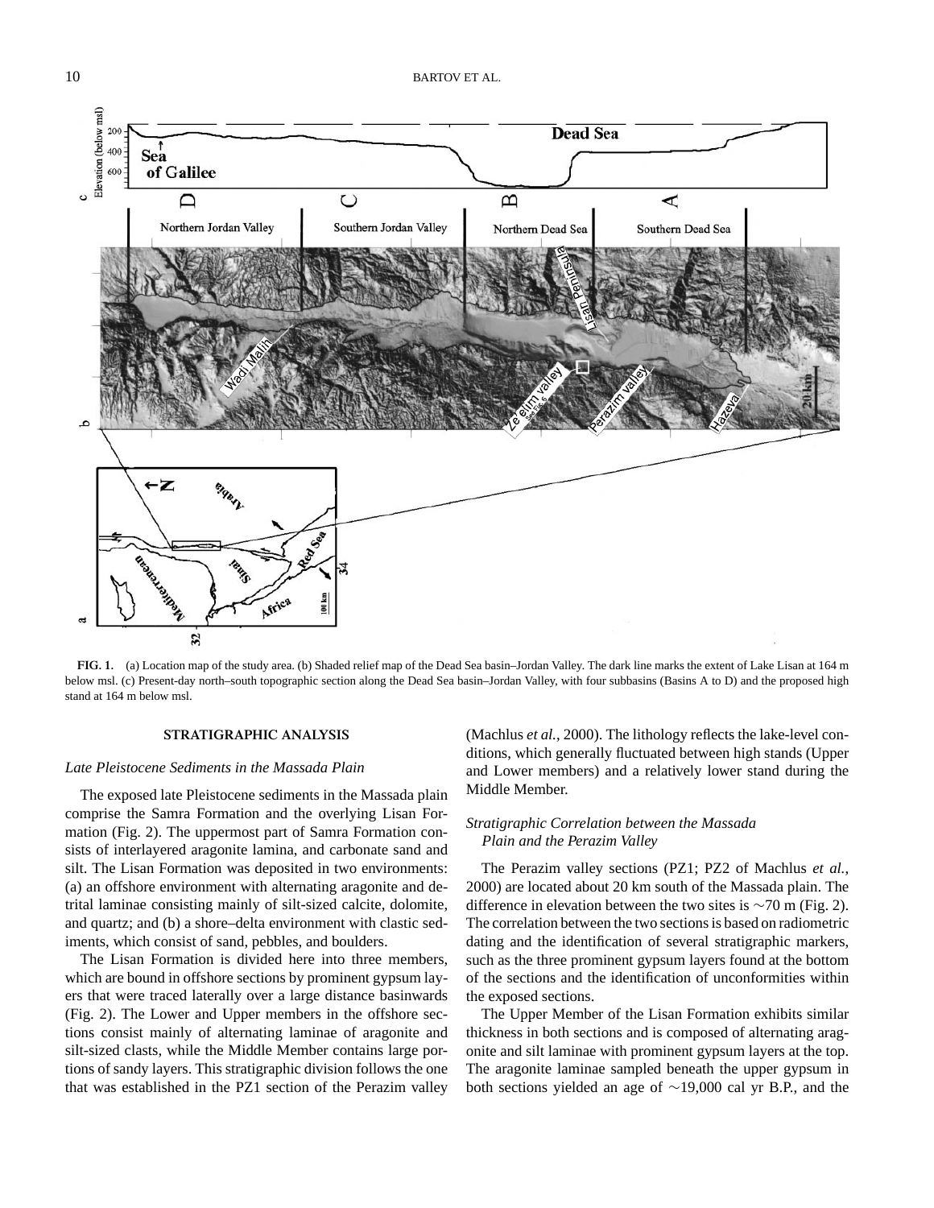**FIG. 1.** (a) Location map of the study area. (b) Shaded relief map of the Dead Sea basin–Jordan Valley. The dark line marks the extent of Lake Lisan at 164 m below msl. (c) Present-day north–south topographic section along the Dead Sea basin–Jordan Valley, with four subbasins (Basins A to D) and the proposed high stand at 164 m below msl.

## STRATIGRAPHIC ANALYSIS

### *Late Pleistocene Sediments in the Massada Plain*

The exposed late Pleistocene sediments in the Massada plain comprise the Samra Formation and the overlying Lisan Formation (Fig. 2). The uppermost part of Samra Formation consists of interlayered aragonite lamina, and carbonate sand and silt. The Lisan Formation was deposited in two environments: (a) an offshore environment with alternating aragonite and detrital laminae consisting mainly of silt-sized calcite, dolomite, and quartz; and (b) a shore–delta environment with clastic sediments, which consist of sand, pebbles, and boulders.

The Lisan Formation is divided here into three members, which are bound in offshore sections by prominent gypsum layers that were traced laterally over a large distance basinwards (Fig. 2). The Lower and Upper members in the offshore sections consist mainly of alternating laminae of aragonite and silt-sized clasts, while the Middle Member contains large portions of sandy layers. This stratigraphic division follows the one that was established in the PZ1 section of the Perazim valley (Machlus *et al.*, 2000). The lithology reflects the lake-level conditions, which generally fluctuated between high stands (Upper and Lower members) and a relatively lower stand during the Middle Member.

### *Stratigraphic Correlation between the Massada Plain and the Perazim Valley*

The Perazim valley sections (PZ1; PZ2 of Machlus *et al.*, 2000) are located about 20 km south of the Massada plain. The difference in elevation between the two sites is ~70 m (Fig. 2). The correlation between the two sections is based on radiometric dating and the identification of several stratigraphic markers, such as the three prominent gypsum layers found at the bottom of the sections and the identification of unconformities within the exposed sections.

The Upper Member of the Lisan Formation exhibits similar thickness in both sections and is composed of alternating aragonite and silt laminae with prominent gypsum layers at the top. The aragonite laminae sampled beneath the upper gypsum in both sections yielded an age of ~19,000 cal yr B.P., and the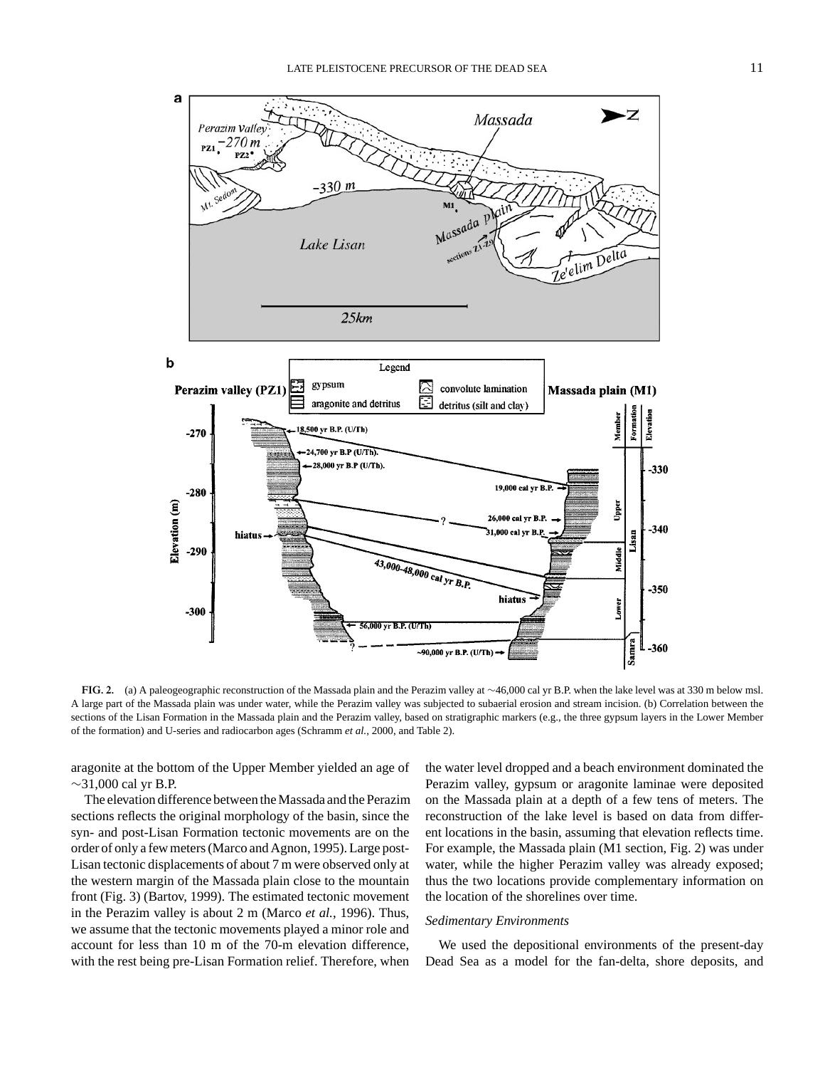**FIG. 2.** (a) A paleogeographic reconstruction of the Massada plain and the Perazim valley at ~46,000 cal yr B.P. when the lake level was at 330 m below msl. A large part of the Massada plain was under water, while the Perazim valley was subjected to subaerial erosion and stream incision. (b) Correlation between the sections of the Lisan Formation in the Massada plain and the Perazim valley, based on stratigraphic markers (e.g., the three gypsum layers in the Lower Member of the formation) and U-series and radiocarbon ages (Schramm *et al.*, 2000, and Table 2).

aragonite at the bottom of the Upper Member yielded an age of ~31,000 cal yr B.P.

The elevation difference between the Massada and the Perazim sections reflects the original morphology of the basin, since the syn- and post-Lisan Formation tectonic movements are on the order of only a few meters (Marco and Agnon, 1995). Large post-Lisan tectonic displacements of about 7 m were observed only at the western margin of the Massada plain close to the mountain front (Fig. 3) (Bartov, 1999). The estimated tectonic movement in the Perazim valley is about 2 m (Marco *et al.*, 1996). Thus, we assume that the tectonic movements played a minor role and account for less than 10 m of the 70-m elevation difference, with the rest being pre-Lisan Formation relief. Therefore, when the water level dropped and a beach environment dominated the Perazim valley, gypsum or aragonite laminae were deposited on the Massada plain at a depth of a few tens of meters. The reconstruction of the lake level is based on data from different locations in the basin, assuming that elevation reflects time. For example, the Massada plain (M1 section, Fig. 2) was under water, while the higher Perazim valley was already exposed; thus the two locations provide complementary information on the location of the shorelines over time.

### *Sedimentary Environments*

We used the depositional environments of the present-day Dead Sea as a model for the fan-delta, shore deposits, and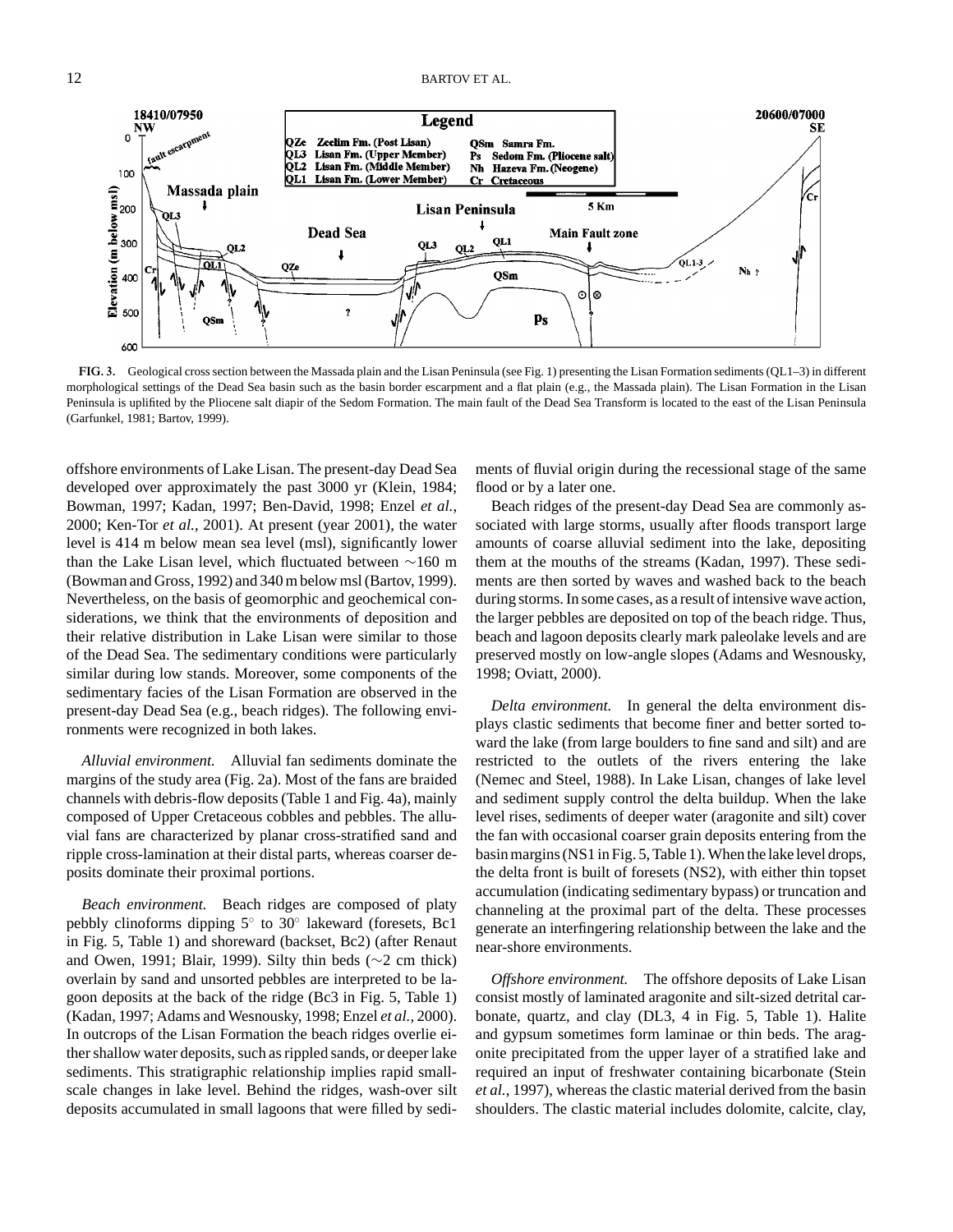**FIG. 3.** Geological cross section between the Massada plain and the Lisan Peninsula (see Fig. 1) presenting the Lisan Formation sediments (QL1–3) in different morphological settings of the Dead Sea basin such as the basin border escarpment and a flat plain (e.g., the Massada plain). The Lisan Formation in the Lisan Peninsula is uplifited by the Pliocene salt diapir of the Sedom Formation. The main fault of the Dead Sea Transform is located to the east of the Lisan Peninsula (Garfunkel, 1981; Bartov, 1999).

offshore environments of Lake Lisan. The present-day Dead Sea developed over approximately the past 3000 yr (Klein, 1984; Bowman, 1997; Kadan, 1997; Ben-David, 1998; Enzel *et al.*, 2000; Ken-Tor *et al.*, 2001). At present (year 2001), the water level is 414 m below mean sea level (msl), significantly lower than the Lake Lisan level, which fluctuated between ∼160 m (Bowman and Gross, 1992) and 340 m below msl (Bartov, 1999). Nevertheless, on the basis of geomorphic and geochemical considerations, we think that the environments of deposition and their relative distribution in Lake Lisan were similar to those of the Dead Sea. The sedimentary conditions were particularly similar during low stands. Moreover, some components of the sedimentary facies of the Lisan Formation are observed in the present-day Dead Sea (e.g., beach ridges). The following environments were recognized in both lakes.

*Alluvial environment.* Alluvial fan sediments dominate the margins of the study area (Fig. 2a). Most of the fans are braided channels with debris-flow deposits (Table 1 and Fig. 4a), mainly composed of Upper Cretaceous cobbles and pebbles. The alluvial fans are characterized by planar cross-stratified sand and ripple cross-lamination at their distal parts, whereas coarser deposits dominate their proximal portions.

*Beach environment.* Beach ridges are composed of platy pebbly clinoforms dipping 5° to 30° lakeward (foresets, Bc1 in Fig. 5, Table 1) and shoreward (backset, Bc2) (after Renaut and Owen, 1991; Blair, 1999). Silty thin beds (∼2 cm thick) overlain by sand and unsorted pebbles are interpreted to be lagoon deposits at the back of the ridge (Bc3 in Fig. 5, Table 1) (Kadan, 1997; Adams and Wesnousky, 1998; Enzel *et al.*, 2000). In outcrops of the Lisan Formation the beach ridges overlie either shallow water deposits, such as rippled sands, or deeper lake sediments. This stratigraphic relationship implies rapid small-scale changes in lake level. Behind the ridges, wash-over silt deposits accumulated in small lagoons that were filled by sediments of fluvial origin during the recessional stage of the same flood or by a later one.

Beach ridges of the present-day Dead Sea are commonly associated with large storms, usually after floods transport large amounts of coarse alluvial sediment into the lake, depositing them at the mouths of the streams (Kadan, 1997). These sediments are then sorted by waves and washed back to the beach during storms. In some cases, as a result of intensive wave action, the larger pebbles are deposited on top of the beach ridge. Thus, beach and lagoon deposits clearly mark paleolake levels and are preserved mostly on low-angle slopes (Adams and Wesnousky, 1998; Oviatt, 2000).

*Delta environment.* In general the delta environment displays clastic sediments that become finer and better sorted toward the lake (from large boulders to fine sand and silt) and are restricted to the outlets of the rivers entering the lake (Nemec and Steel, 1988). In Lake Lisan, changes of lake level and sediment supply control the delta buildup. When the lake level rises, sediments of deeper water (aragonite and silt) cover the fan with occasional coarser grain deposits entering from the basin margins (NS1 in Fig. 5, Table 1). When the lake level drops, the delta front is built of foresets (NS2), with either thin topset accumulation (indicating sedimentary bypass) or truncation and channeling at the proximal part of the delta. These processes generate an interfingering relationship between the lake and the near-shore environments.

*Offshore environment.* The offshore deposits of Lake Lisan consist mostly of laminated aragonite and silt-sized detrital carbonate, quartz, and clay (DL3, 4 in Fig. 5, Table 1). Halite and gypsum sometimes form laminae or thin beds. The aragonite precipitated from the upper layer of a stratified lake and required an input of freshwater containing bicarbonate (Stein *et al.*, 1997), whereas the clastic material derived from the basin shoulders. The clastic material includes dolomite, calcite, clay,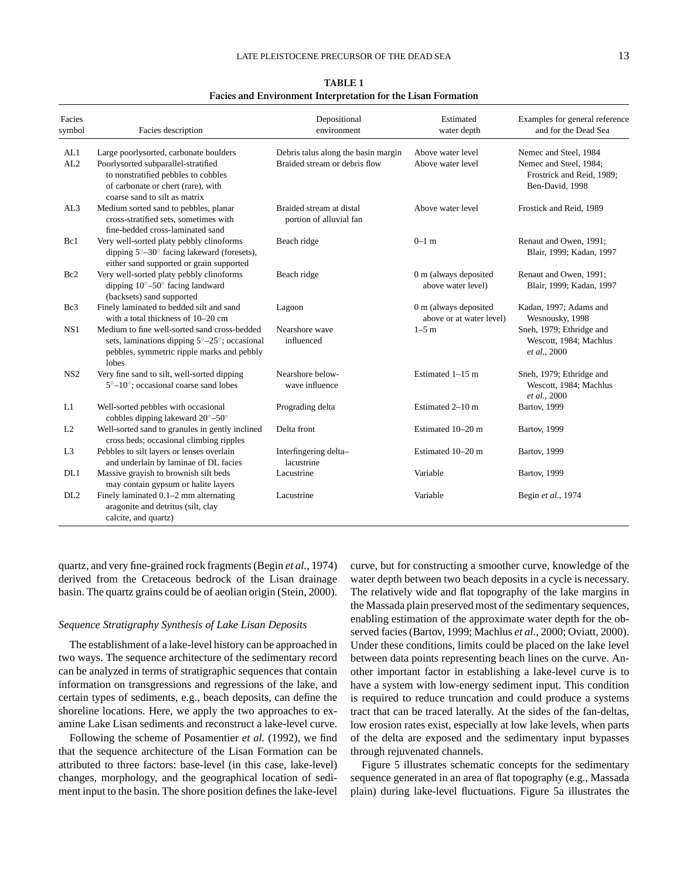**TABLE 1**
**Facies and Environment Interpretation for the Lisan Formation**

| Facies symbol | Facies description | Depositional environment | Estimated water depth | Examples for general reference and for the Dead Sea |
|---|---|---|---|---|
| AL1 | Large poorlysorted, carbonate boulders | Debris talus along the basin margin | Above water level | Nemec and Steel, 1984 |
| AL2 | Poorlysorted subparallel-stratified to nonstratified pebbles to cobbles of carbonate or chert (rare), with coarse sand to silt as matrix | Braided stream or debris flow | Above water level | Nemec and Steel, 1984; Frostrick and Reid, 1989; Ben-David, 1998 |
| AL3 | Medium sorted sand to pebbles, planar cross-stratified sets, sometimes with fine-bedded cross-laminated sand | Braided stream at distal portion of alluvial fan | Above water level | Frostick and Reid, 1989 |
| Bc1 | Very well-sorted platy pebbly clinoforms dipping 5°–30° facing lakeward (foresets), either sand supported or grain supported | Beach ridge | 0–1 m | Renaut and Owen, 1991; Blair, 1999; Kadan, 1997 |
| Bc2 | Very well-sorted platy pebbly clinoforms dipping 10°–50° facing landward (backsets) sand supported | Beach ridge | 0 m (always deposited above water level) | Renaut and Owen, 1991; Blair, 1999; Kadan, 1997 |
| Bc3 | Finely laminated to bedded silt and sand with a total thickness of 10–20 cm | Lagoon | 0 m (always deposited above or at water level) | Kadan, 1997; Adams and Wesnousky, 1998 |
| NS1 | Medium to fine well-sorted sand cross-bedded sets, laminations dipping 5°–25°; occasional pebbles, symmetric ripple marks and pebbly lobes | Nearshore wave influenced | 1–5 m | Sneh, 1979; Ethridge and Wescott, 1984; Machlus *et al.*, 2000 |
| NS2 | Very fine sand to silt, well-sorted dipping 5°–10°; occasional coarse sand lobes | Nearshore below-wave influence | Estimated 1–15 m | Sneh, 1979; Ethridge and Wescott, 1984; Machlus *et al.*, 2000 |
| L1 | Well-sorted pebbles with occasional cobbles dipping lakeward 20°–50° | Prograding delta | Estimated 2–10 m | Bartov, 1999 |
| L2 | Well-sorted sand to granules in gently inclined cross beds; occasional climbing ripples | Delta front | Estimated 10–20 m | Bartov, 1999 |
| L3 | Pebbles to silt layers or lenses overlain and underlain by laminae of DL facies | Interfingering delta–lacustrine | Estimated 10–20 m | Bartov, 1999 |
| DL1 | Massive grayish to brownish silt beds may contain gypsum or halite layers | Lacustrine | Variable | Bartov, 1999 |
| DL2 | Finely laminated 0.1–2 mm alternating aragonite and detritus (silt, clay calcite, and quartz) | Lacustrine | Variable | Begin *et al.*, 1974 |

quartz, and very fine-grained rock fragments (Begin *et al.*, 1974) derived from the Cretaceous bedrock of the Lisan drainage basin. The quartz grains could be of aeolian origin (Stein, 2000).

### *Sequence Stratigraphy Synthesis of Lake Lisan Deposits*

The establishment of a lake-level history can be approached in two ways. The sequence architecture of the sedimentary record can be analyzed in terms of stratigraphic sequences that contain information on transgressions and regressions of the lake, and certain types of sediments, e.g., beach deposits, can define the shoreline locations. Here, we apply the two approaches to examine Lake Lisan sediments and reconstruct a lake-level curve.

Following the scheme of Posamentier *et al.* (1992), we find that the sequence architecture of the Lisan Formation can be attributed to three factors: base-level (in this case, lake-level) changes, morphology, and the geographical location of sediment input to the basin. The shore position defines the lake-level curve, but for constructing a smoother curve, knowledge of the water depth between two beach deposits in a cycle is necessary. The relatively wide and flat topography of the lake margins in the Massada plain preserved most of the sedimentary sequences, enabling estimation of the approximate water depth for the observed facies (Bartov, 1999; Machlus *et al.*, 2000; Oviatt, 2000). Under these conditions, limits could be placed on the lake level between data points representing beach lines on the curve. Another important factor in establishing a lake-level curve is to have a system with low-energy sediment input. This condition is required to reduce truncation and could produce a systems tract that can be traced laterally. At the sides of the fan-deltas, low erosion rates exist, especially at low lake levels, when parts of the delta are exposed and the sedimentary input bypasses through rejuvenated channels.

Figure 5 illustrates schematic concepts for the sedimentary sequence generated in an area of flat topography (e.g., Massada plain) during lake-level fluctuations. Figure 5a illustrates the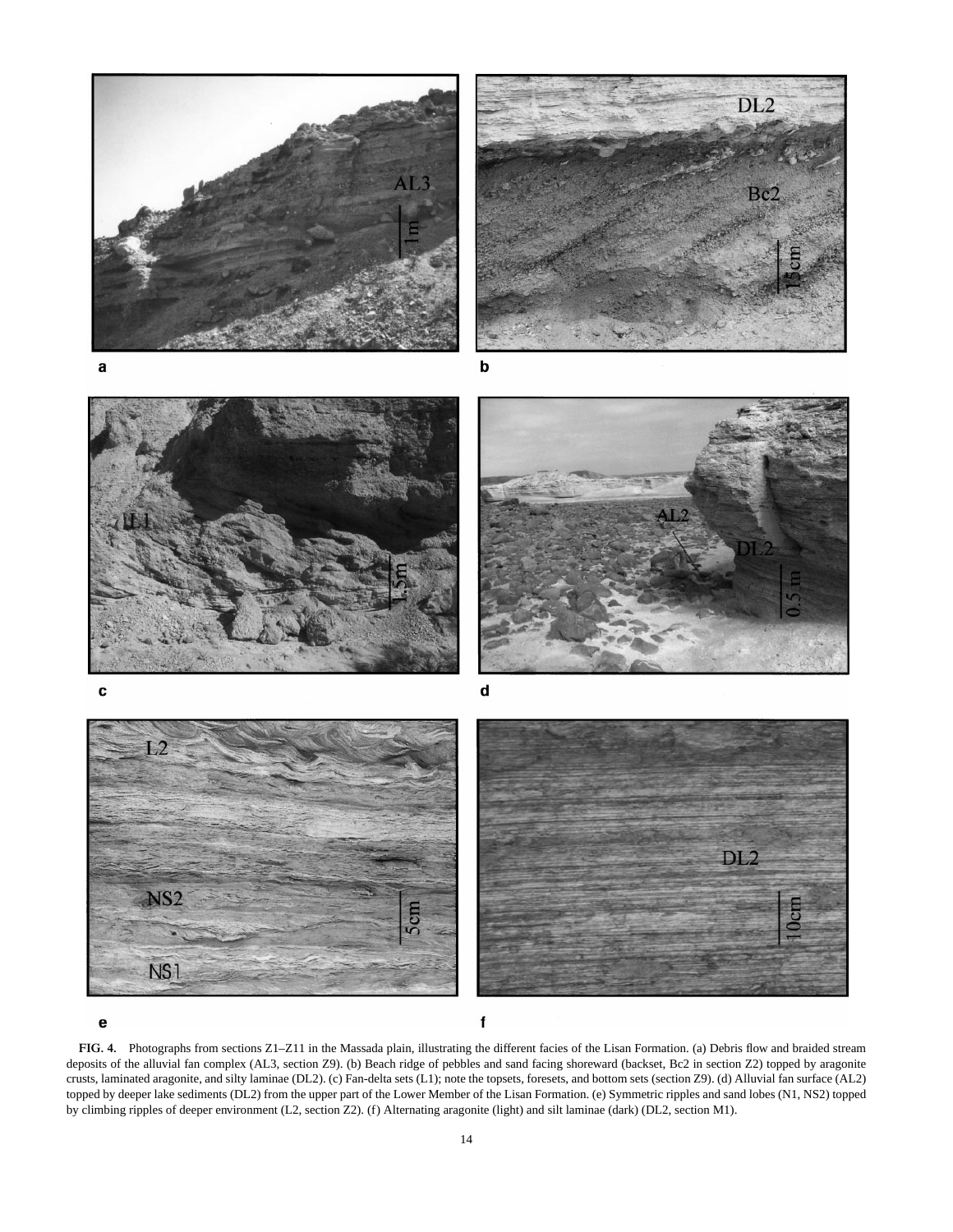**FIG. 4.** Photographs from sections Z1–Z11 in the Massada plain, illustrating the different facies of the Lisan Formation. (a) Debris flow and braided stream deposits of the alluvial fan complex (AL3, section Z9). (b) Beach ridge of pebbles and sand facing shoreward (backset, Bc2 in section Z2) topped by aragonite crusts, laminated aragonite, and silty laminae (DL2). (c) Fan-delta sets (L1); note the topsets, foresets, and bottom sets (section Z9). (d) Alluvial fan surface (AL2) topped by deeper lake sediments (DL2) from the upper part of the Lower Member of the Lisan Formation. (e) Symmetric ripples and sand lobes (N1, NS2) topped by climbing ripples of deeper environment (L2, section Z2). (f) Alternating aragonite (light) and silt laminae (dark) (DL2, section M1).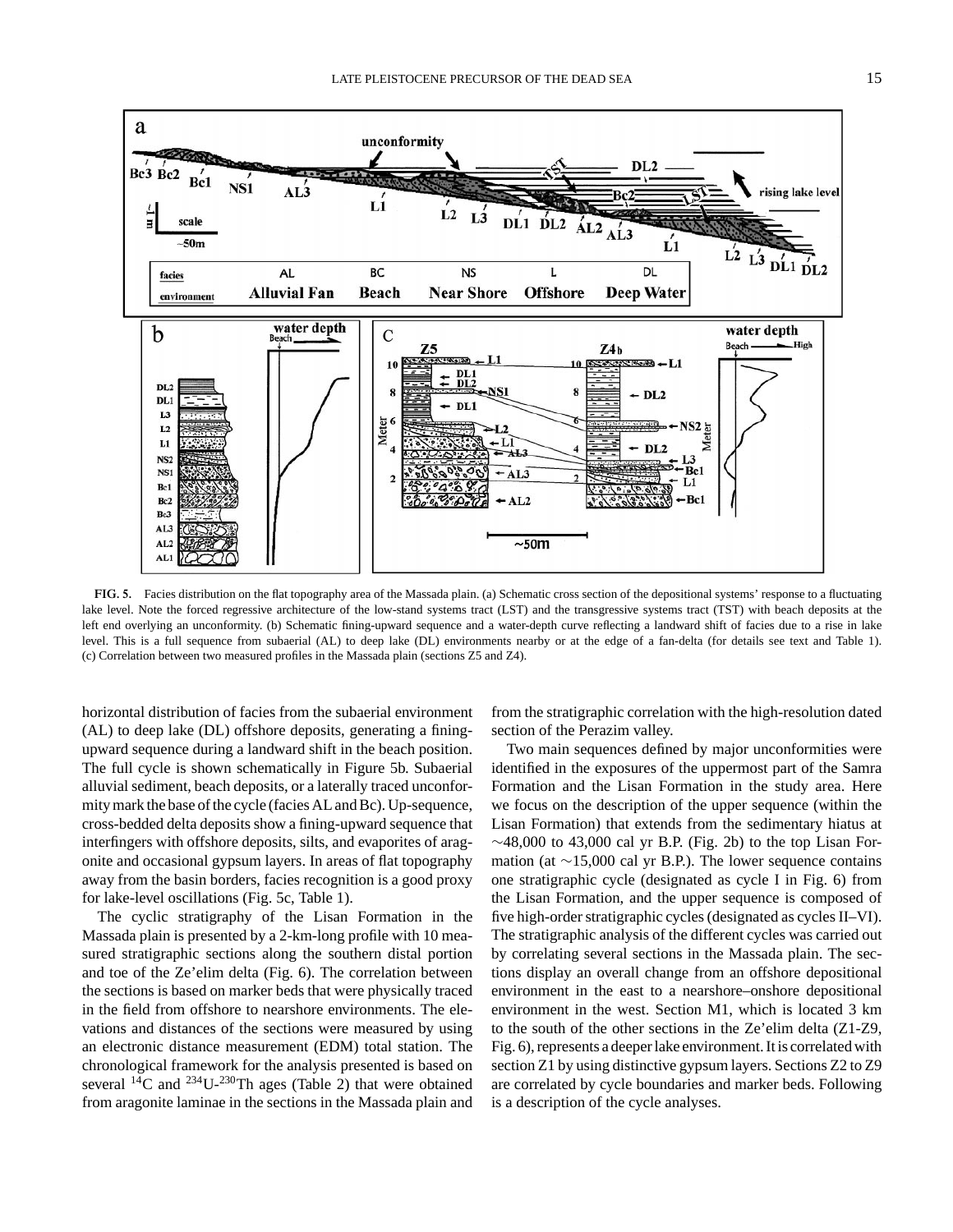**FIG. 5.** Facies distribution on the flat topography area of the Massada plain. (a) Schematic cross section of the depositional systems' response to a fluctuating lake level. Note the forced regressive architecture of the low-stand systems tract (LST) and the transgressive systems tract (TST) with beach deposits at the left end overlying an unconformity. (b) Schematic fining-upward sequence and a water-depth curve reflecting a landward shift of facies due to a rise in lake level. This is a full sequence from subaerial (AL) to deep lake (DL) environments nearby or at the edge of a fan-delta (for details see text and Table 1). (c) Correlation between two measured profiles in the Massada plain (sections Z5 and Z4).

horizontal distribution of facies from the subaerial environment (AL) to deep lake (DL) offshore deposits, generating a fining-upward sequence during a landward shift in the beach position. The full cycle is shown schematically in Figure 5b. Subaerial alluvial sediment, beach deposits, or a laterally traced unconformity mark the base of the cycle (facies AL and Bc). Up-sequence, cross-bedded delta deposits show a fining-upward sequence that interfingers with offshore deposits, silts, and evaporites of aragonite and occasional gypsum layers. In areas of flat topography away from the basin borders, facies recognition is a good proxy for lake-level oscillations (Fig. 5c, Table 1).

The cyclic stratigraphy of the Lisan Formation in the Massada plain is presented by a 2-km-long profile with 10 measured stratigraphic sections along the southern distal portion and toe of the Ze'elim delta (Fig. 6). The correlation between the sections is based on marker beds that were physically traced in the field from offshore to nearshore environments. The elevations and distances of the sections were measured by using an electronic distance measurement (EDM) total station. The chronological framework for the analysis presented is based on several $^{14}$C and $^{234}$U-$^{230}$Th ages (Table 2) that were obtained from aragonite laminae in the sections in the Massada plain and from the stratigraphic correlation with the high-resolution dated section of the Perazim valley.

Two main sequences defined by major unconformities were identified in the exposures of the uppermost part of the Samra Formation and the Lisan Formation in the study area. Here we focus on the description of the upper sequence (within the Lisan Formation) that extends from the sedimentary hiatus at ∼48,000 to 43,000 cal yr B.P. (Fig. 2b) to the top Lisan Formation (at ∼15,000 cal yr B.P.). The lower sequence contains one stratigraphic cycle (designated as cycle I in Fig. 6) from the Lisan Formation, and the upper sequence is composed of five high-order stratigraphic cycles (designated as cycles II–VI). The stratigraphic analysis of the different cycles was carried out by correlating several sections in the Massada plain. The sections display an overall change from an offshore depositional environment in the east to a nearshore–onshore depositional environment in the west. Section M1, which is located 3 km to the south of the other sections in the Ze'elim delta (Z1-Z9, Fig. 6), represents a deeper lake environment. It is correlated with section Z1 by using distinctive gypsum layers. Sections Z2 to Z9 are correlated by cycle boundaries and marker beds. Following is a description of the cycle analyses.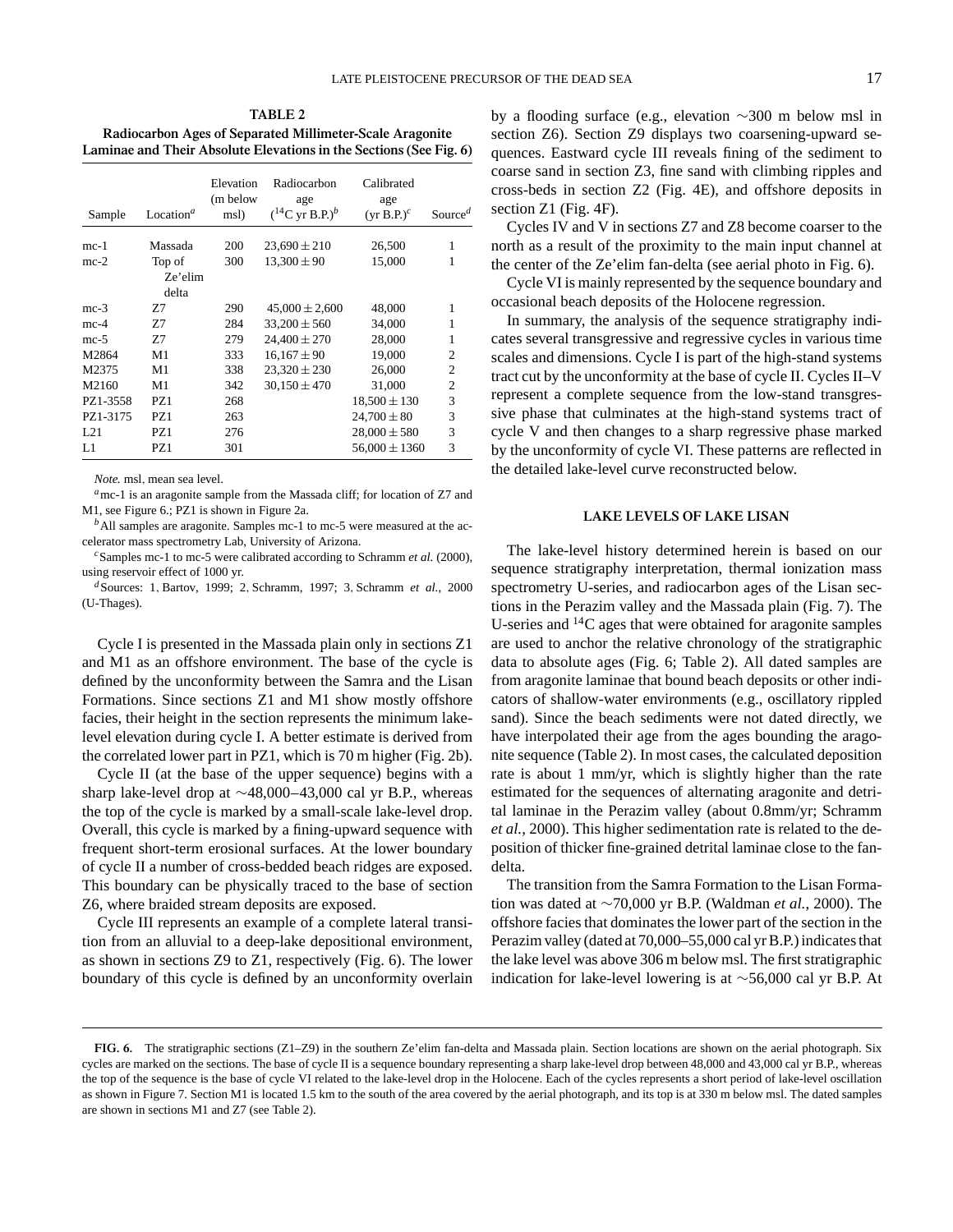**TABLE 2**
**Radiocarbon Ages of Separated Millimeter-Scale Aragonite Laminae and Their Absolute Elevations in the Sections (See Fig. 6)**

| Sample | Location[a] | Elevation (m below msl) | Radiocarbon age ($^{14}$C yr B.P.)[b] | Calibrated age (yr B.P.)[c] | Source[d] |
|---|---|---|---|---|---|
| mc-1 | Massada | 200 | $23{,}690 \pm 210$ | 26,500 | 1 |
| mc-2 | Top of Ze'elim delta | 300 | $13{,}300 \pm 90$ | 15,000 | 1 |
| mc-3 | Z7 | 290 | $45{,}000 \pm 2{,}600$ | 48,000 | 1 |
| mc-4 | Z7 | 284 | $33{,}200 \pm 560$ | 34,000 | 1 |
| mc-5 | Z7 | 279 | $24{,}400 \pm 270$ | 28,000 | 1 |
| M2864 | M1 | 333 | $16{,}167 \pm 90$ | 19,000 | 2 |
| M2375 | M1 | 338 | $23{,}320 \pm 230$ | 26,000 | 2 |
| M2160 | M1 | 342 | $30{,}150 \pm 470$ | 31,000 | 2 |
| PZ1-3558 | PZ1 | 268 | | $18{,}500 \pm 130$ | 3 |
| PZ1-3175 | PZ1 | 263 | | $24{,}700 \pm 80$ | 3 |
| L21 | PZ1 | 276 | | $28{,}000 \pm 580$ | 3 |
| L1 | PZ1 | 301 | | $56{,}000 \pm 1360$ | 3 |

*Note.* msl, mean sea level.

[a] mc-1 is an aragonite sample from the Massada cliff; for location of Z7 and M1, see Figure 6.; PZ1 is shown in Figure 2a.

[b] All samples are aragonite. Samples mc-1 to mc-5 were measured at the accelerator mass spectrometry Lab, University of Arizona.

[c] Samples mc-1 to mc-5 were calibrated according to Schramm *et al.* (2000), using reservoir effect of 1000 yr.

[d] Sources: 1, Bartov, 1999; 2, Schramm, 1997; 3, Schramm *et al.*, 2000 (U-Thages).

Cycle I is presented in the Massada plain only in sections Z1 and M1 as an offshore environment. The base of the cycle is defined by the unconformity between the Samra and the Lisan Formations. Since sections Z1 and M1 show mostly offshore facies, their height in the section represents the minimum lake-level elevation during cycle I. A better estimate is derived from the correlated lower part in PZ1, which is 70 m higher (Fig. 2b).

Cycle II (at the base of the upper sequence) begins with a sharp lake-level drop at ∼48,000–43,000 cal yr B.P., whereas the top of the cycle is marked by a small-scale lake-level drop. Overall, this cycle is marked by a fining-upward sequence with frequent short-term erosional surfaces. At the lower boundary of cycle II a number of cross-bedded beach ridges are exposed. This boundary can be physically traced to the base of section Z6, where braided stream deposits are exposed.

Cycle III represents an example of a complete lateral transition from an alluvial to a deep-lake depositional environment, as shown in sections Z9 to Z1, respectively (Fig. 6). The lower boundary of this cycle is defined by an unconformity overlain by a flooding surface (e.g., elevation ∼300 m below msl in section Z6). Section Z9 displays two coarsening-upward sequences. Eastward cycle III reveals fining of the sediment to coarse sand in section Z3, fine sand with climbing ripples and cross-beds in section Z2 (Fig. 4E), and offshore deposits in section Z1 (Fig. 4F).

Cycles IV and V in sections Z7 and Z8 become coarser to the north as a result of the proximity to the main input channel at the center of the Ze'elim fan-delta (see aerial photo in Fig. 6).

Cycle VI is mainly represented by the sequence boundary and occasional beach deposits of the Holocene regression.

In summary, the analysis of the sequence stratigraphy indicates several transgressive and regressive cycles in various time scales and dimensions. Cycle I is part of the high-stand systems tract cut by the unconformity at the base of cycle II. Cycles II–V represent a complete sequence from the low-stand transgressive phase that culminates at the high-stand systems tract of cycle V and then changes to a sharp regressive phase marked by the unconformity of cycle VI. These patterns are reflected in the detailed lake-level curve reconstructed below.

## LAKE LEVELS OF LAKE LISAN

The lake-level history determined herein is based on our sequence stratigraphy interpretation, thermal ionization mass spectrometry U-series, and radiocarbon ages of the Lisan sections in the Perazim valley and the Massada plain (Fig. 7). The U-series and $^{14}$C ages that were obtained for aragonite samples are used to anchor the relative chronology of the stratigraphic data to absolute ages (Fig. 6; Table 2). All dated samples are from aragonite laminae that bound beach deposits or other indicators of shallow-water environments (e.g., oscillatory rippled sand). Since the beach sediments were not dated directly, we have interpolated their age from the ages bounding the aragonite sequence (Table 2). In most cases, the calculated deposition rate is about 1 mm/yr, which is slightly higher than the rate estimated for the sequences of alternating aragonite and detrital laminae in the Perazim valley (about 0.8mm/yr; Schramm *et al.*, 2000). This higher sedimentation rate is related to the deposition of thicker fine-grained detrital laminae close to the fan-delta.

The transition from the Samra Formation to the Lisan Formation was dated at ∼70,000 yr B.P. (Waldman *et al.*, 2000). The offshore facies that dominates the lower part of the section in the Perazim valley (dated at 70,000–55,000 cal yr B.P.) indicates that the lake level was above 306 m below msl. The first stratigraphic indication for lake-level lowering is at ∼56,000 cal yr B.P. At

**FIG. 6.** The stratigraphic sections (Z1–Z9) in the southern Ze'elim fan-delta and Massada plain. Section locations are shown on the aerial photograph. Six cycles are marked on the sections. The base of cycle II is a sequence boundary representing a sharp lake-level drop between 48,000 and 43,000 cal yr B.P., whereas the top of the sequence is the base of cycle VI related to the lake-level drop in the Holocene. Each of the cycles represents a short period of lake-level oscillation as shown in Figure 7. Section M1 is located 1.5 km to the south of the area covered by the aerial photograph, and its top is at 330 m below msl. The dated samples are shown in sections M1 and Z7 (see Table 2).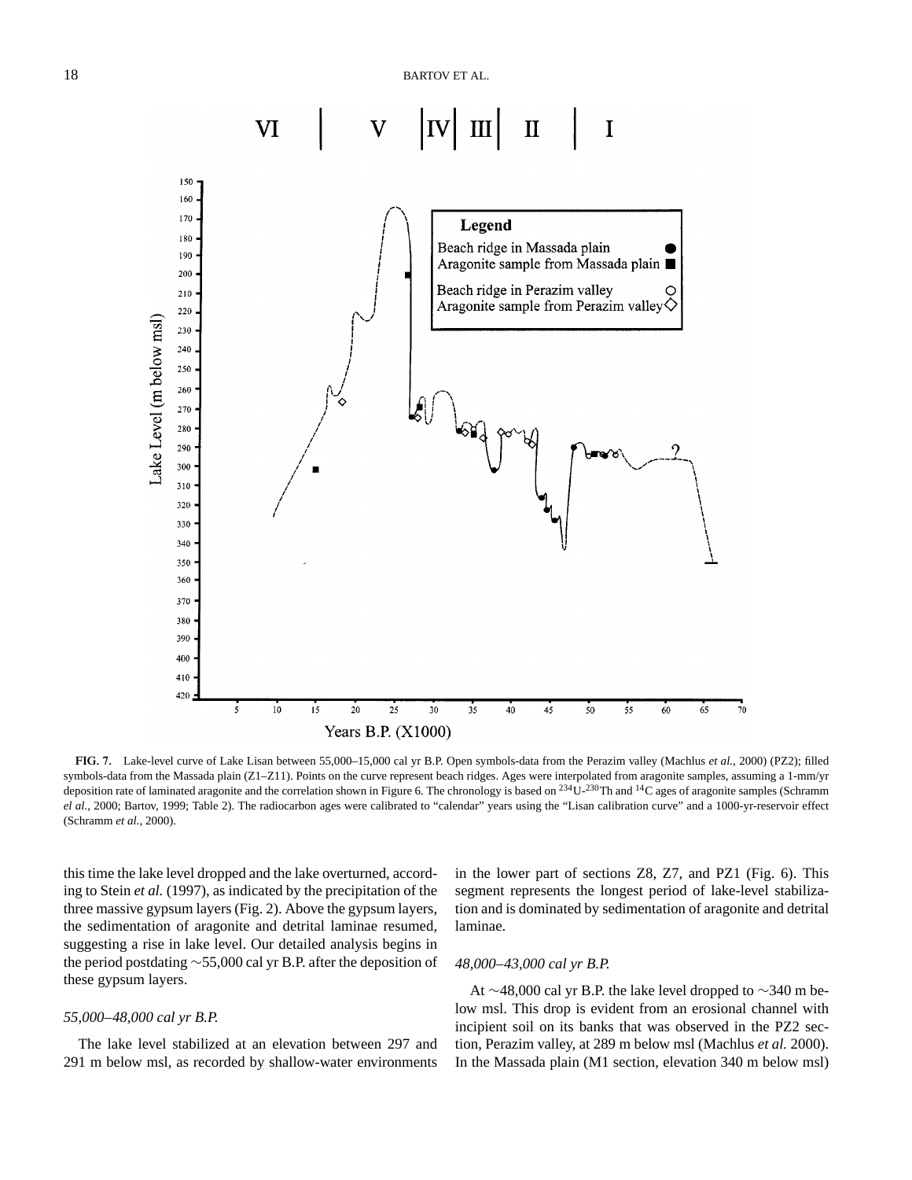**FIG. 7.** Lake-level curve of Lake Lisan between 55,000–15,000 cal yr B.P. Open symbols-data from the Perazim valley (Machlus *et al.*, 2000) (PZ2); filled symbols-data from the Massada plain (Z1–Z11). Points on the curve represent beach ridges. Ages were interpolated from aragonite samples, assuming a 1-mm/yr deposition rate of laminated aragonite and the correlation shown in Figure 6. The chronology is based on $^{234}U$-$^{230}Th$ and $^{14}C$ ages of aragonite samples (Schramm *el al.*, 2000; Bartov, 1999; Table 2). The radiocarbon ages were calibrated to "calendar" years using the "Lisan calibration curve" and a 1000-yr-reservoir effect (Schramm *et al.*, 2000).

this time the lake level dropped and the lake overturned, according to Stein *et al.* (1997), as indicated by the precipitation of the three massive gypsum layers (Fig. 2). Above the gypsum layers, the sedimentation of aragonite and detrital laminae resumed, suggesting a rise in lake level. Our detailed analysis begins in the period postdating ∼55,000 cal yr B.P. after the deposition of these gypsum layers.

### *55,000–48,000 cal yr B.P.*

The lake level stabilized at an elevation between 297 and 291 m below msl, as recorded by shallow-water environments in the lower part of sections Z8, Z7, and PZ1 (Fig. 6). This segment represents the longest period of lake-level stabilization and is dominated by sedimentation of aragonite and detrital laminae.

### *48,000–43,000 cal yr B.P.*

At ∼48,000 cal yr B.P. the lake level dropped to ∼340 m below msl. This drop is evident from an erosional channel with incipient soil on its banks that was observed in the PZ2 section, Perazim valley, at 289 m below msl (Machlus *et al.* 2000). In the Massada plain (M1 section, elevation 340 m below msl)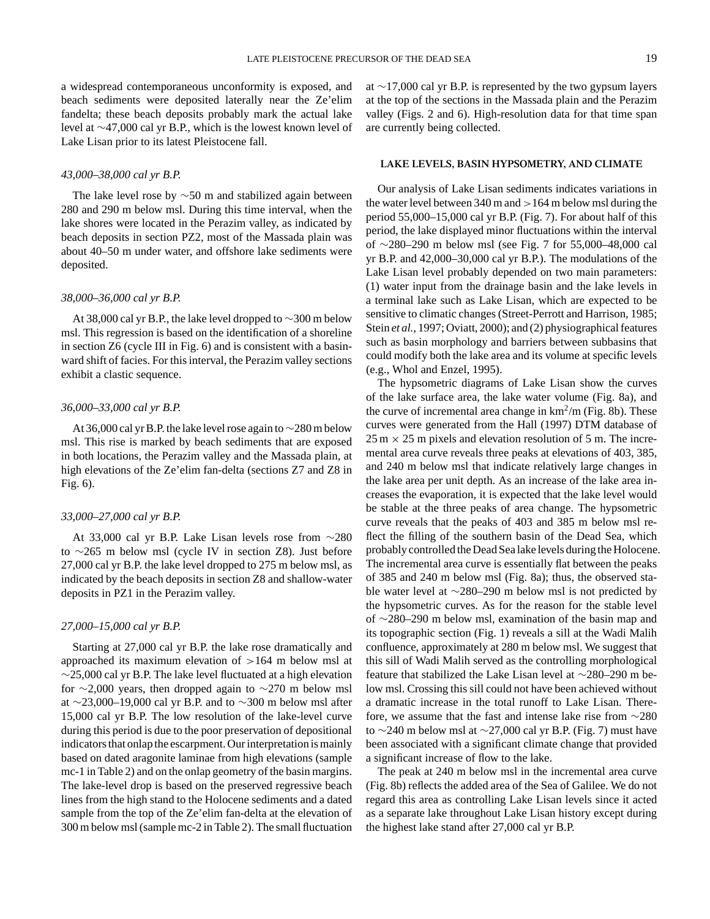a widespread contemporaneous unconformity is exposed, and beach sediments were deposited laterally near the Ze'elim fandelta; these beach deposits probably mark the actual lake level at ~47,000 cal yr B.P., which is the lowest known level of Lake Lisan prior to its latest Pleistocene fall.

### *43,000–38,000 cal yr B.P.*

The lake level rose by ~50 m and stabilized again between 280 and 290 m below msl. During this time interval, when the lake shores were located in the Perazim valley, as indicated by beach deposits in section PZ2, most of the Massada plain was about 40–50 m under water, and offshore lake sediments were deposited.

### *38,000–36,000 cal yr B.P.*

At 38,000 cal yr B.P., the lake level dropped to ~300 m below msl. This regression is based on the identification of a shoreline in section Z6 (cycle III in Fig. 6) and is consistent with a basinward shift of facies. For this interval, the Perazim valley sections exhibit a clastic sequence.

### *36,000–33,000 cal yr B.P.*

At 36,000 cal yr B.P. the lake level rose again to ~280 m below msl. This rise is marked by beach sediments that are exposed in both locations, the Perazim valley and the Massada plain, at high elevations of the Ze'elim fan-delta (sections Z7 and Z8 in Fig. 6).

### *33,000–27,000 cal yr B.P.*

At 33,000 cal yr B.P. Lake Lisan levels rose from ~280 to ~265 m below msl (cycle IV in section Z8). Just before 27,000 cal yr B.P. the lake level dropped to 275 m below msl, as indicated by the beach deposits in section Z8 and shallow-water deposits in PZ1 in the Perazim valley.

### *27,000–15,000 cal yr B.P.*

Starting at 27,000 cal yr B.P. the lake rose dramatically and approached its maximum elevation of >164 m below msl at ~25,000 cal yr B.P. The lake level fluctuated at a high elevation for ~2,000 years, then dropped again to ~270 m below msl at ~23,000–19,000 cal yr B.P. and to ~300 m below msl after 15,000 cal yr B.P. The low resolution of the lake-level curve during this period is due to the poor preservation of depositional indicators that onlap the escarpment. Our interpretation is mainly based on dated aragonite laminae from high elevations (sample mc-1 in Table 2) and on the onlap geometry of the basin margins. The lake-level drop is based on the preserved regressive beach lines from the high stand to the Holocene sediments and a dated sample from the top of the Ze'elim fan-delta at the elevation of 300 m below msl (sample mc-2 in Table 2). The small fluctuation at ~17,000 cal yr B.P. is represented by the two gypsum layers at the top of the sections in the Massada plain and the Perazim valley (Figs. 2 and 6). High-resolution data for that time span are currently being collected.

## LAKE LEVELS, BASIN HYPSOMETRY, AND CLIMATE

Our analysis of Lake Lisan sediments indicates variations in the water level between 340 m and >164 m below msl during the period 55,000–15,000 cal yr B.P. (Fig. 7). For about half of this period, the lake displayed minor fluctuations within the interval of ~280–290 m below msl (see Fig. 7 for 55,000–48,000 cal yr B.P. and 42,000–30,000 cal yr B.P.). The modulations of the Lake Lisan level probably depended on two main parameters: (1) water input from the drainage basin and the lake levels in a terminal lake such as Lake Lisan, which are expected to be sensitive to climatic changes (Street-Perrott and Harrison, 1985; Stein *et al.*, 1997; Oviatt, 2000); and (2) physiographical features such as basin morphology and barriers between subbasins that could modify both the lake area and its volume at specific levels (e.g., Whol and Enzel, 1995).

The hypsometric diagrams of Lake Lisan show the curves of the lake surface area, the lake water volume (Fig. 8a), and the curve of incremental area change in km$^2$/m (Fig. 8b). These curves were generated from the Hall (1997) DTM database of $25\,\mathrm{m} \times 25$ m pixels and elevation resolution of 5 m. The incremental area curve reveals three peaks at elevations of 403, 385, and 240 m below msl that indicate relatively large changes in the lake area per unit depth. As an increase of the lake area increases the evaporation, it is expected that the lake level would be stable at the three peaks of area change. The hypsometric curve reveals that the peaks of 403 and 385 m below msl reflect the filling of the southern basin of the Dead Sea, which probably controlled the Dead Sea lake levels during the Holocene. The incremental area curve is essentially flat between the peaks of 385 and 240 m below msl (Fig. 8a); thus, the observed stable water level at ~280–290 m below msl is not predicted by the hypsometric curves. As for the reason for the stable level of ~280–290 m below msl, examination of the basin map and its topographic section (Fig. 1) reveals a sill at the Wadi Malih confluence, approximately at 280 m below msl. We suggest that this sill of Wadi Malih served as the controlling morphological feature that stabilized the Lake Lisan level at ~280–290 m below msl. Crossing this sill could not have been achieved without a dramatic increase in the total runoff to Lake Lisan. Therefore, we assume that the fast and intense lake rise from ~280 to ~240 m below msl at ~27,000 cal yr B.P. (Fig. 7) must have been associated with a significant climate change that provided a significant increase of flow to the lake.

The peak at 240 m below msl in the incremental area curve (Fig. 8b) reflects the added area of the Sea of Galilee. We do not regard this area as controlling Lake Lisan levels since it acted as a separate lake throughout Lake Lisan history except during the highest lake stand after 27,000 cal yr B.P.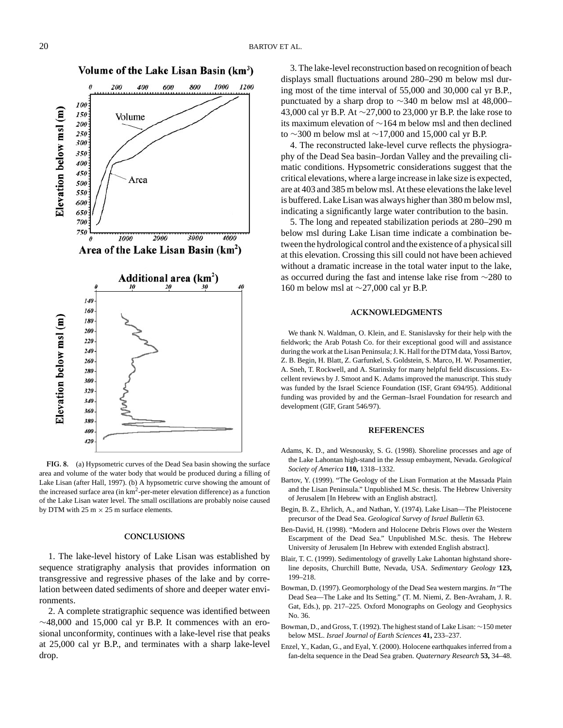**FIG. 8.** (a) Hypsometric curves of the Dead Sea basin showing the surface area and volume of the water body that would be produced during a filling of Lake Lisan (after Hall, 1997). (b) A hypsometric curve showing the amount of the increased surface area (in $km^2$-per-meter elevation difference) as a function of the Lake Lisan water level. The small oscillations are probably noise caused by DTM with 25 m × 25 m surface elements.

## CONCLUSIONS

1. The lake-level history of Lake Lisan was established by sequence stratigraphy analysis that provides information on transgressive and regressive phases of the lake and by correlation between dated sediments of shore and deeper water environments.

2. A complete stratigraphic sequence was identified between ∼48,000 and 15,000 cal yr B.P. It commences with an erosional unconformity, continues with a lake-level rise that peaks at 25,000 cal yr B.P., and terminates with a sharp lake-level drop.

3. The lake-level reconstruction based on recognition of beach displays small fluctuations around 280–290 m below msl during most of the time interval of 55,000 and 30,000 cal yr B.P., punctuated by a sharp drop to ∼340 m below msl at 48,000–43,000 cal yr B.P. At ∼27,000 to 23,000 yr B.P. the lake rose to its maximum elevation of ∼164 m below msl and then declined to ∼300 m below msl at ∼17,000 and 15,000 cal yr B.P.

4. The reconstructed lake-level curve reflects the physiography of the Dead Sea basin–Jordan Valley and the prevailing climatic conditions. Hypsometric considerations suggest that the critical elevations, where a large increase in lake size is expected, are at 403 and 385 m below msl. At these elevations the lake level is buffered. Lake Lisan was always higher than 380 m below msl, indicating a significantly large water contribution to the basin.

5. The long and repeated stabilization periods at 280–290 m below msl during Lake Lisan time indicate a combination between the hydrological control and the existence of a physical sill at this elevation. Crossing this sill could not have been achieved without a dramatic increase in the total water input to the lake, as occurred during the fast and intense lake rise from ∼280 to 160 m below msl at ∼27,000 cal yr B.P.

## ACKNOWLEDGMENTS

We thank N. Waldman, O. Klein, and E. Stanislavsky for their help with the fieldwork; the Arab Potash Co. for their exceptional good will and assistance during the work at the Lisan Peninsula; J. K. Hall for the DTM data, Yossi Bartov, Z. B. Begin, H. Blatt, Z. Garfunkel, S. Goldstein, S. Marco, H. W. Posamentier, A. Sneh, T. Rockwell, and A. Starinsky for many helpful field discussions. Excellent reviews by J. Smoot and K. Adams improved the manuscript. This study was funded by the Israel Science Foundation (ISF, Grant 694/95). Additional funding was provided by and the German–Israel Foundation for research and development (GIF, Grant 546/97).

## REFERENCES

Adams, K. D., and Wesnousky, S. G. (1998). Shoreline processes and age of the Lake Lahontan high-stand in the Jessup embayment, Nevada. *Geological Society of America* **110,** 1318–1332.

Bartov, Y. (1999). "The Geology of the Lisan Formation at the Massada Plain and the Lisan Peninsula." Unpublished M.Sc. thesis. The Hebrew University of Jerusalem [In Hebrew with an English abstract].

Begin, B. Z., Ehrlich, A., and Nathan, Y. (1974). Lake Lisan—The Pleistocene precursor of the Dead Sea. *Geological Survey of Israel Bulletin* 63.

Ben-David, H. (1998). "Modern and Holocene Debris Flows over the Western Escarpment of the Dead Sea." Unpublished M.Sc. thesis. The Hebrew University of Jerusalem [In Hebrew with extended English abstract].

Blair, T. C. (1999). Sedimentology of gravelly Lake Lahontan highstand shoreline deposits, Churchill Butte, Nevada, USA. *Sedimentary Geology* **123,** 199–218.

Bowman, D. (1997). Geomorphology of the Dead Sea western margins. *In* "The Dead Sea—The Lake and Its Setting." (T. M. Niemi, Z. Ben-Avraham, J. R. Gat, Eds.), pp. 217–225. Oxford Monographs on Geology and Geophysics No. 36.

Bowman, D., and Gross, T. (1992). The highest stand of Lake Lisan: ∼150 meter below MSL. *Israel Journal of Earth Sciences* **41,** 233–237.

Enzel, Y., Kadan, G., and Eyal, Y. (2000). Holocene earthquakes inferred from a fan-delta sequence in the Dead Sea graben. *Quaternary Research* **53,** 34–48.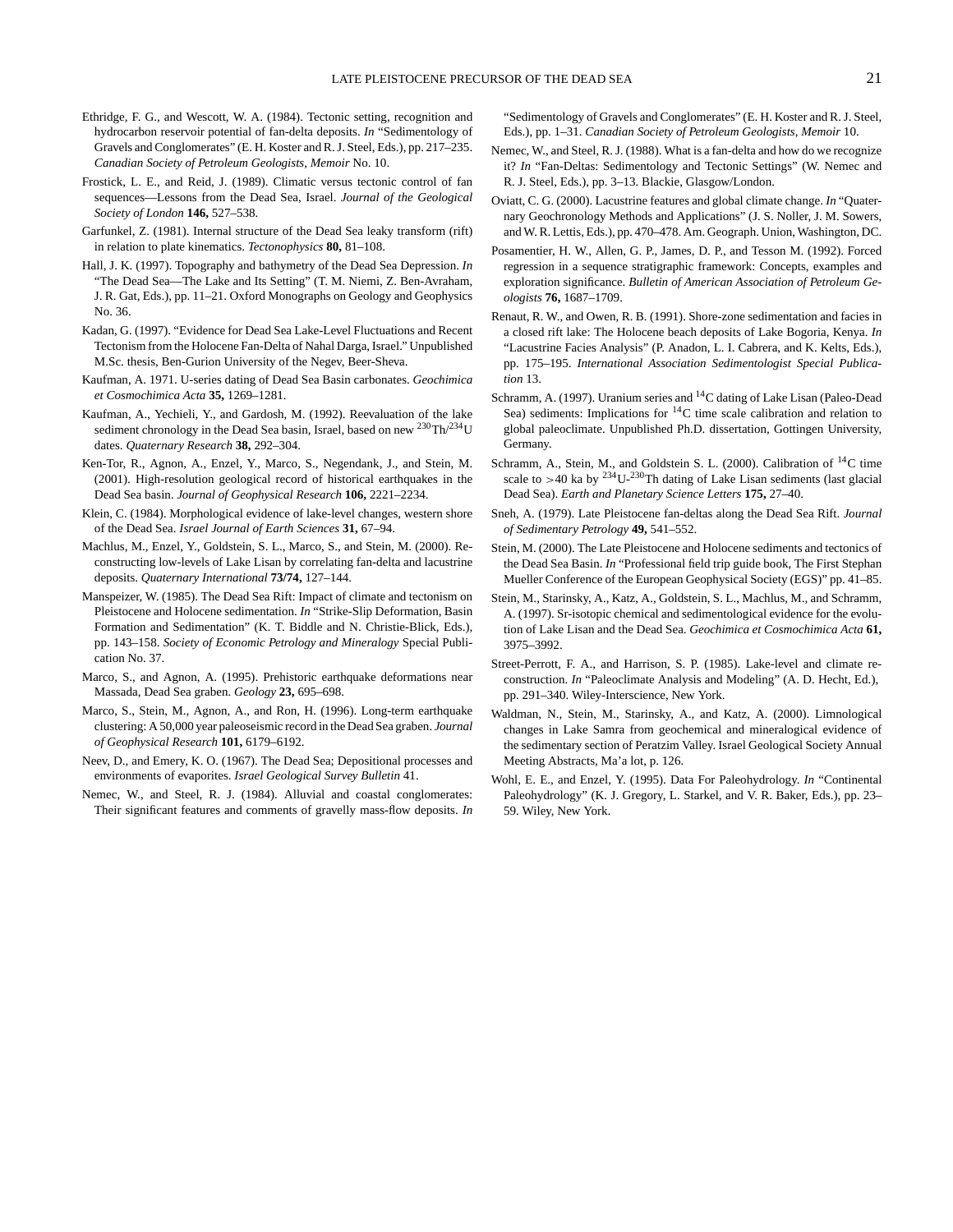Ethridge, F. G., and Wescott, W. A. (1984). Tectonic setting, recognition and hydrocarbon reservoir potential of fan-delta deposits. *In* "Sedimentology of Gravels and Conglomerates" (E. H. Koster and R. J. Steel, Eds.), pp. 217–235. *Canadian Society of Petroleum Geologists, Memoir* No. 10.

Frostick, L. E., and Reid, J. (1989). Climatic versus tectonic control of fan sequences—Lessons from the Dead Sea, Israel. *Journal of the Geological Society of London* **146,** 527–538.

Garfunkel, Z. (1981). Internal structure of the Dead Sea leaky transform (rift) in relation to plate kinematics. *Tectonophysics* **80,** 81–108.

Hall, J. K. (1997). Topography and bathymetry of the Dead Sea Depression. *In* "The Dead Sea—The Lake and Its Setting" (T. M. Niemi, Z. Ben-Avraham, J. R. Gat, Eds.), pp. 11–21. Oxford Monographs on Geology and Geophysics No. 36.

Kadan, G. (1997). "Evidence for Dead Sea Lake-Level Fluctuations and Recent Tectonism from the Holocene Fan-Delta of Nahal Darga, Israel." Unpublished M.Sc. thesis, Ben-Gurion University of the Negev, Beer-Sheva.

Kaufman, A. 1971. U-series dating of Dead Sea Basin carbonates. *Geochimica et Cosmochimica Acta* **35,** 1269–1281.

Kaufman, A., Yechieli, Y., and Gardosh, M. (1992). Reevaluation of the lake sediment chronology in the Dead Sea basin, Israel, based on new $^{230}$Th/$^{234}$U dates. *Quaternary Research* **38,** 292–304.

Ken-Tor, R., Agnon, A., Enzel, Y., Marco, S., Negendank, J., and Stein, M. (2001). High-resolution geological record of historical earthquakes in the Dead Sea basin. *Journal of Geophysical Research* **106,** 2221–2234.

Klein, C. (1984). Morphological evidence of lake-level changes, western shore of the Dead Sea. *Israel Journal of Earth Sciences* **31,** 67–94.

Machlus, M., Enzel, Y., Goldstein, S. L., Marco, S., and Stein, M. (2000). Reconstructing low-levels of Lake Lisan by correlating fan-delta and lacustrine deposits. *Quaternary International* **73/74,** 127–144.

Manspeizer, W. (1985). The Dead Sea Rift: Impact of climate and tectonism on Pleistocene and Holocene sedimentation. *In* "Strike-Slip Deformation, Basin Formation and Sedimentation" (K. T. Biddle and N. Christie-Blick, Eds.), pp. 143–158. *Society of Economic Petrology and Mineralogy* Special Publication No. 37.

Marco, S., and Agnon, A. (1995). Prehistoric earthquake deformations near Massada, Dead Sea graben. *Geology* **23,** 695–698.

Marco, S., Stein, M., Agnon, A., and Ron, H. (1996). Long-term earthquake clustering: A 50,000 year paleoseismic record in the Dead Sea graben. *Journal of Geophysical Research* **101,** 6179–6192.

Neev, D., and Emery, K. O. (1967). The Dead Sea; Depositional processes and environments of evaporites. *Israel Geological Survey Bulletin* 41.

Nemec, W., and Steel, R. J. (1984). Alluvial and coastal conglomerates: Their significant features and comments of gravelly mass-flow deposits. *In* "Sedimentology of Gravels and Conglomerates" (E. H. Koster and R. J. Steel, Eds.), pp. 1–31. *Canadian Society of Petroleum Geologists, Memoir* 10.

Nemec, W., and Steel, R. J. (1988). What is a fan-delta and how do we recognize it? *In* "Fan-Deltas: Sedimentology and Tectonic Settings" (W. Nemec and R. J. Steel, Eds.), pp. 3–13. Blackie, Glasgow/London.

Oviatt, C. G. (2000). Lacustrine features and global climate change. *In* "Quaternary Geochronology Methods and Applications" (J. S. Noller, J. M. Sowers, and W. R. Lettis, Eds.), pp. 470–478. Am. Geograph. Union, Washington, DC.

Posamentier, H. W., Allen, G. P., James, D. P., and Tesson M. (1992). Forced regression in a sequence stratigraphic framework: Concepts, examples and exploration significance. *Bulletin of American Association of Petroleum Geologists* **76,** 1687–1709.

Renaut, R. W., and Owen, R. B. (1991). Shore-zone sedimentation and facies in a closed rift lake: The Holocene beach deposits of Lake Bogoria, Kenya. *In* "Lacustrine Facies Analysis" (P. Anadon, L. I. Cabrera, and K. Kelts, Eds.), pp. 175–195. *International Association Sedimentologist Special Publication* 13.

Schramm, A. (1997). Uranium series and $^{14}$C dating of Lake Lisan (Paleo-Dead Sea) sediments: Implications for $^{14}$C time scale calibration and relation to global paleoclimate. Unpublished Ph.D. dissertation, Gottingen University, Germany.

Schramm, A., Stein, M., and Goldstein S. L. (2000). Calibration of $^{14}$C time scale to $>$40 ka by $^{234}$U-$^{230}$Th dating of Lake Lisan sediments (last glacial Dead Sea). *Earth and Planetary Science Letters* **175,** 27–40.

Sneh, A. (1979). Late Pleistocene fan-deltas along the Dead Sea Rift. *Journal of Sedimentary Petrology* **49,** 541–552.

Stein, M. (2000). The Late Pleistocene and Holocene sediments and tectonics of the Dead Sea Basin. *In* "Professional field trip guide book, The First Stephan Mueller Conference of the European Geophysical Society (EGS)" pp. 41–85.

Stein, M., Starinsky, A., Katz, A., Goldstein, S. L., Machlus, M., and Schramm, A. (1997). Sr-isotopic chemical and sedimentological evidence for the evolution of Lake Lisan and the Dead Sea. *Geochimica et Cosmochimica Acta* **61,** 3975–3992.

Street-Perrott, F. A., and Harrison, S. P. (1985). Lake-level and climate reconstruction. *In* "Paleoclimate Analysis and Modeling" (A. D. Hecht, Ed.), pp. 291–340. Wiley-Interscience, New York.

Waldman, N., Stein, M., Starinsky, A., and Katz, A. (2000). Limnological changes in Lake Samra from geochemical and mineralogical evidence of the sedimentary section of Peratzim Valley. Israel Geological Society Annual Meeting Abstracts, Ma'a lot, p. 126.

Wohl, E. E., and Enzel, Y. (1995). Data For Paleohydrology. *In* "Continental Paleohydrology" (K. J. Gregory, L. Starkel, and V. R. Baker, Eds.), pp. 23–59. Wiley, New York.